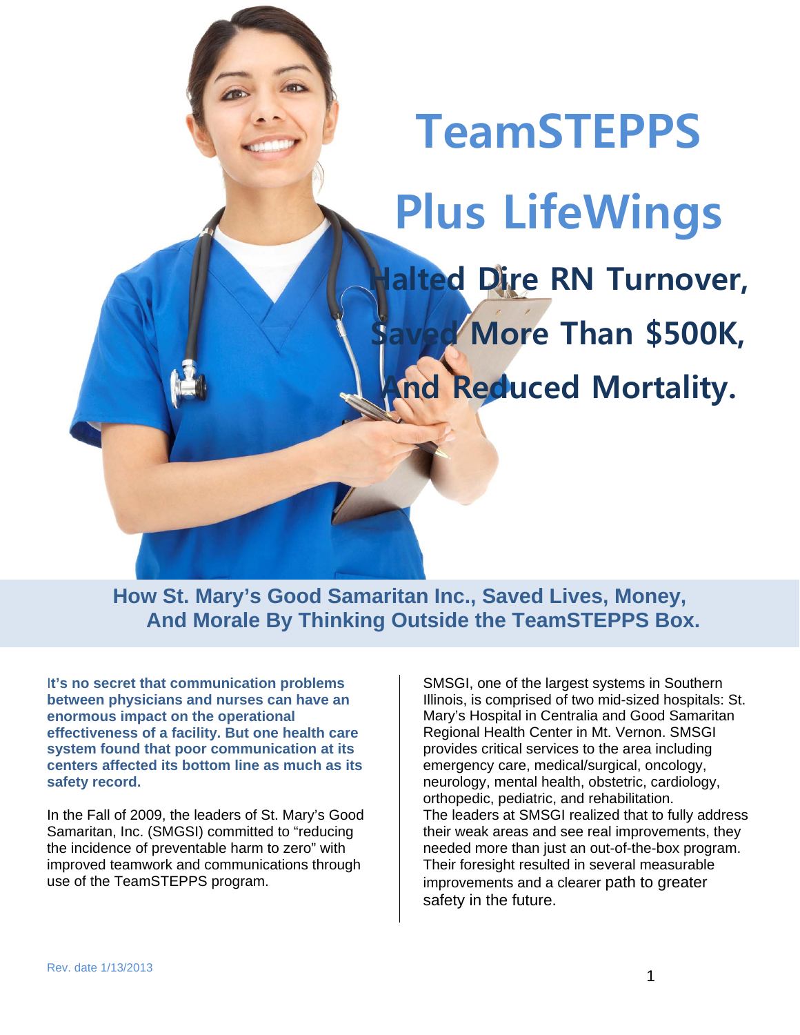# TeamSTEPPS Plus LifeWings

## Halted Dire RN Turnover, Saved More Than $500K, And Reduced Mortality.

### How St. Mary's Good Samaritan Inc., Saved Lives, Money, And Morale By Thinking Outside the TeamSTEPPS Box.

**It's no secret that communication problems between physicians and nurses can have an enormous impact on the operational effectiveness of a facility. But one health care system found that poor communication at its centers affected its bottom line as much as its safety record.**

In the Fall of 2009, the leaders of St. Mary's Good Samaritan, Inc. (SMGSI) committed to "reducing the incidence of preventable harm to zero" with improved teamwork and communications through use of the TeamSTEPPS program.

SMSGI, one of the largest systems in Southern Illinois, is comprised of two mid-sized hospitals: St. Mary's Hospital in Centralia and Good Samaritan Regional Health Center in Mt. Vernon. SMSGI provides critical services to the area including emergency care, medical/surgical, oncology, neurology, mental health, obstetric, cardiology, orthopedic, pediatric, and rehabilitation.

The leaders at SMSGI realized that to fully address their weak areas and see real improvements, they needed more than just an out-of-the-box program. Their foresight resulted in several measurable improvements and a clearer path to greater safety in the future.

Rev. date 1/13/2013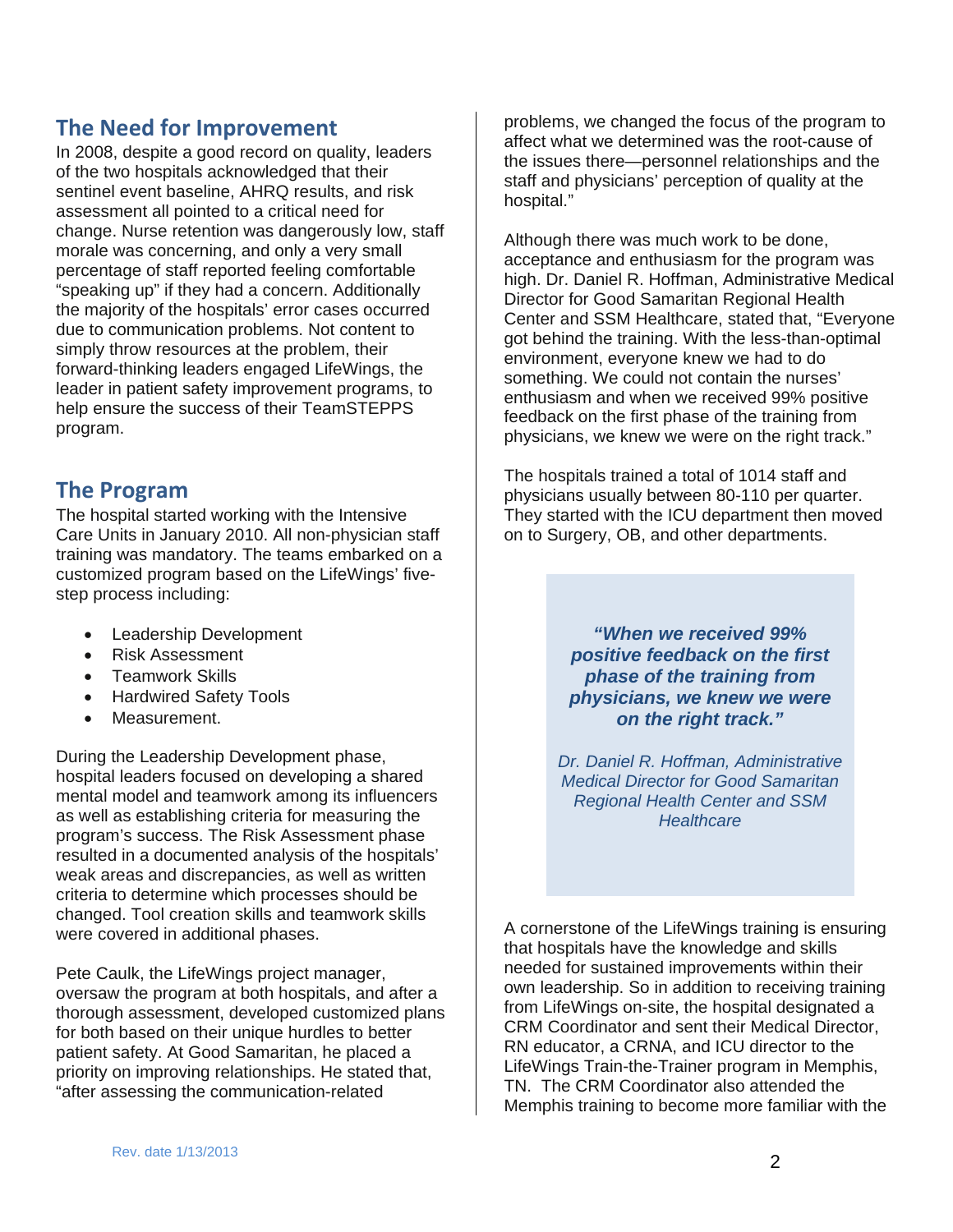## The Need for Improvement

In 2008, despite a good record on quality, leaders of the two hospitals acknowledged that their sentinel event baseline, AHRQ results, and risk assessment all pointed to a critical need for change. Nurse retention was dangerously low, staff morale was concerning, and only a very small percentage of staff reported feeling comfortable "speaking up" if they had a concern. Additionally the majority of the hospitals' error cases occurred due to communication problems. Not content to simply throw resources at the problem, their forward-thinking leaders engaged LifeWings, the leader in patient safety improvement programs, to help ensure the success of their TeamSTEPPS program.

## The Program

The hospital started working with the Intensive Care Units in January 2010. All non-physician staff training was mandatory. The teams embarked on a customized program based on the LifeWings' five-step process including:

- Leadership Development
- Risk Assessment
- Teamwork Skills
- Hardwired Safety Tools
- Measurement.

During the Leadership Development phase, hospital leaders focused on developing a shared mental model and teamwork among its influencers as well as establishing criteria for measuring the program's success. The Risk Assessment phase resulted in a documented analysis of the hospitals' weak areas and discrepancies, as well as written criteria to determine which processes should be changed. Tool creation skills and teamwork skills were covered in additional phases.

Pete Caulk, the LifeWings project manager, oversaw the program at both hospitals, and after a thorough assessment, developed customized plans for both based on their unique hurdles to better patient safety. At Good Samaritan, he placed a priority on improving relationships. He stated that, "after assessing the communication-related problems, we changed the focus of the program to affect what we determined was the root-cause of the issues there—personnel relationships and the staff and physicians' perception of quality at the hospital."

Although there was much work to be done, acceptance and enthusiasm for the program was high. Dr. Daniel R. Hoffman, Administrative Medical Director for Good Samaritan Regional Health Center and SSM Healthcare, stated that, "Everyone got behind the training. With the less-than-optimal environment, everyone knew we had to do something. We could not contain the nurses' enthusiasm and when we received 99% positive feedback on the first phase of the training from physicians, we knew we were on the right track."

The hospitals trained a total of 1014 staff and physicians usually between 80-110 per quarter. They started with the ICU department then moved on to Surgery, OB, and other departments.

> ***"When we received 99% positive feedback on the first phase of the training from physicians, we knew we were on the right track."***
>
> *Dr. Daniel R. Hoffman, Administrative Medical Director for Good Samaritan Regional Health Center and SSM Healthcare*

A cornerstone of the LifeWings training is ensuring that hospitals have the knowledge and skills needed for sustained improvements within their own leadership. So in addition to receiving training from LifeWings on-site, the hospital designated a CRM Coordinator and sent their Medical Director, RN educator, a CRNA, and ICU director to the LifeWings Train-the-Trainer program in Memphis, TN. The CRM Coordinator also attended the Memphis training to become more familiar with the

Rev. date 1/13/2013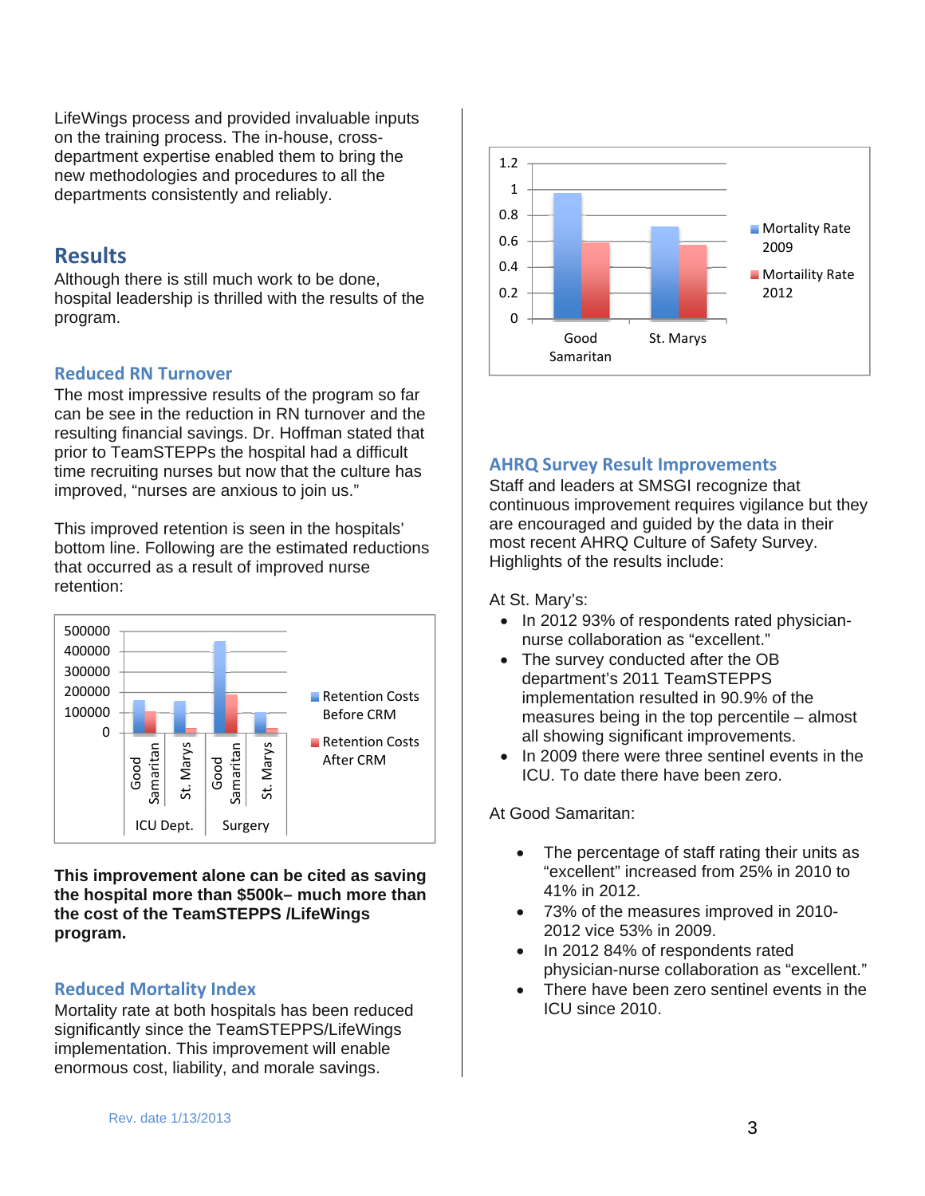LifeWings process and provided invaluable inputs on the training process. The in-house, cross-department expertise enabled them to bring the new methodologies and procedures to all the departments consistently and reliably.

## Results

Although there is still much work to be done, hospital leadership is thrilled with the results of the program.

### Reduced RN Turnover

The most impressive results of the program so far can be see in the reduction in RN turnover and the resulting financial savings. Dr. Hoffman stated that prior to TeamSTEPPs the hospital had a difficult time recruiting nurses but now that the culture has improved, "nurses are anxious to join us."

This improved retention is seen in the hospitals' bottom line. Following are the estimated reductions that occurred as a result of improved nurse retention:

**This improvement alone can be cited as saving the hospital more than $500k– much more than the cost of the TeamSTEPPS /LifeWings program.**

### Reduced Mortality Index

Mortality rate at both hospitals has been reduced significantly since the TeamSTEPPS/LifeWings implementation. This improvement will enable enormous cost, liability, and morale savings.

### AHRQ Survey Result Improvements

Staff and leaders at SMSGI recognize that continuous improvement requires vigilance but they are encouraged and guided by the data in their most recent AHRQ Culture of Safety Survey. Highlights of the results include:

At St. Mary's:

- In 2012 93% of respondents rated physician-nurse collaboration as "excellent."
- The survey conducted after the OB department's 2011 TeamSTEPPS implementation resulted in 90.9% of the measures being in the top percentile – almost all showing significant improvements.
- In 2009 there were three sentinel events in the ICU. To date there have been zero.

At Good Samaritan:

- The percentage of staff rating their units as "excellent" increased from 25% in 2010 to 41% in 2012.
- 73% of the measures improved in 2010-2012 vice 53% in 2009.
- In 2012 84% of respondents rated physician-nurse collaboration as "excellent."
- There have been zero sentinel events in the ICU since 2010.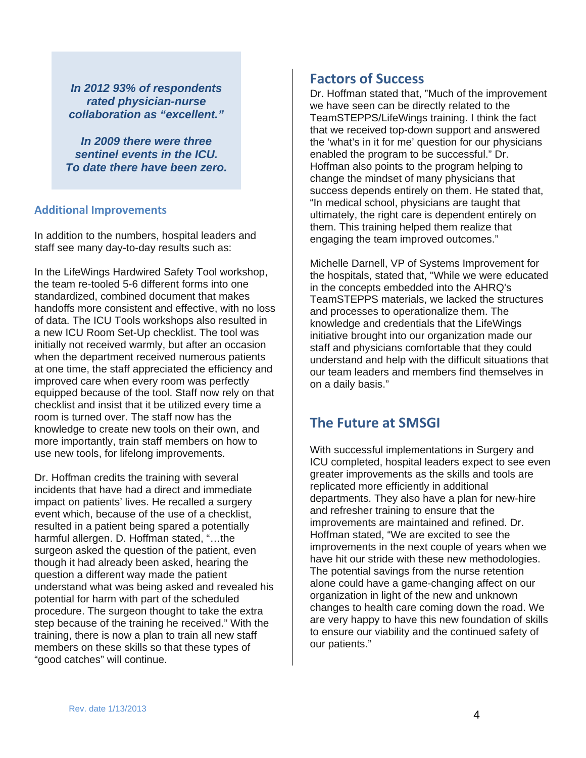***In 2012 93% of respondents rated physician-nurse collaboration as "excellent."***

***In 2009 there were three sentinel events in the ICU. To date there have been zero.***

### Additional Improvements

In addition to the numbers, hospital leaders and staff see many day-to-day results such as:

In the LifeWings Hardwired Safety Tool workshop, the team re-tooled 5-6 different forms into one standardized, combined document that makes handoffs more consistent and effective, with no loss of data. The ICU Tools workshops also resulted in a new ICU Room Set-Up checklist. The tool was initially not received warmly, but after an occasion when the department received numerous patients at one time, the staff appreciated the efficiency and improved care when every room was perfectly equipped because of the tool. Staff now rely on that checklist and insist that it be utilized every time a room is turned over. The staff now has the knowledge to create new tools on their own, and more importantly, train staff members on how to use new tools, for lifelong improvements.

Dr. Hoffman credits the training with several incidents that have had a direct and immediate impact on patients' lives. He recalled a surgery event which, because of the use of a checklist, resulted in a patient being spared a potentially harmful allergen. D. Hoffman stated, "…the surgeon asked the question of the patient, even though it had already been asked, hearing the question a different way made the patient understand what was being asked and revealed his potential for harm with part of the scheduled procedure. The surgeon thought to take the extra step because of the training he received." With the training, there is now a plan to train all new staff members on these skills so that these types of "good catches" will continue.

## Factors of Success

Dr. Hoffman stated that, "Much of the improvement we have seen can be directly related to the TeamSTEPPS/LifeWings training. I think the fact that we received top-down support and answered the 'what's in it for me' question for our physicians enabled the program to be successful." Dr. Hoffman also points to the program helping to change the mindset of many physicians that success depends entirely on them. He stated that, "In medical school, physicians are taught that ultimately, the right care is dependent entirely on them. This training helped them realize that engaging the team improved outcomes."

Michelle Darnell, VP of Systems Improvement for the hospitals, stated that, "While we were educated in the concepts embedded into the AHRQ's TeamSTEPPS materials, we lacked the structures and processes to operationalize them. The knowledge and credentials that the LifeWings initiative brought into our organization made our staff and physicians comfortable that they could understand and help with the difficult situations that our team leaders and members find themselves in on a daily basis."

## The Future at SMSGI

With successful implementations in Surgery and ICU completed, hospital leaders expect to see even greater improvements as the skills and tools are replicated more efficiently in additional departments. They also have a plan for new-hire and refresher training to ensure that the improvements are maintained and refined. Dr. Hoffman stated, "We are excited to see the improvements in the next couple of years when we have hit our stride with these new methodologies. The potential savings from the nurse retention alone could have a game-changing affect on our organization in light of the new and unknown changes to health care coming down the road. We are very happy to have this new foundation of skills to ensure our viability and the continued safety of our patients."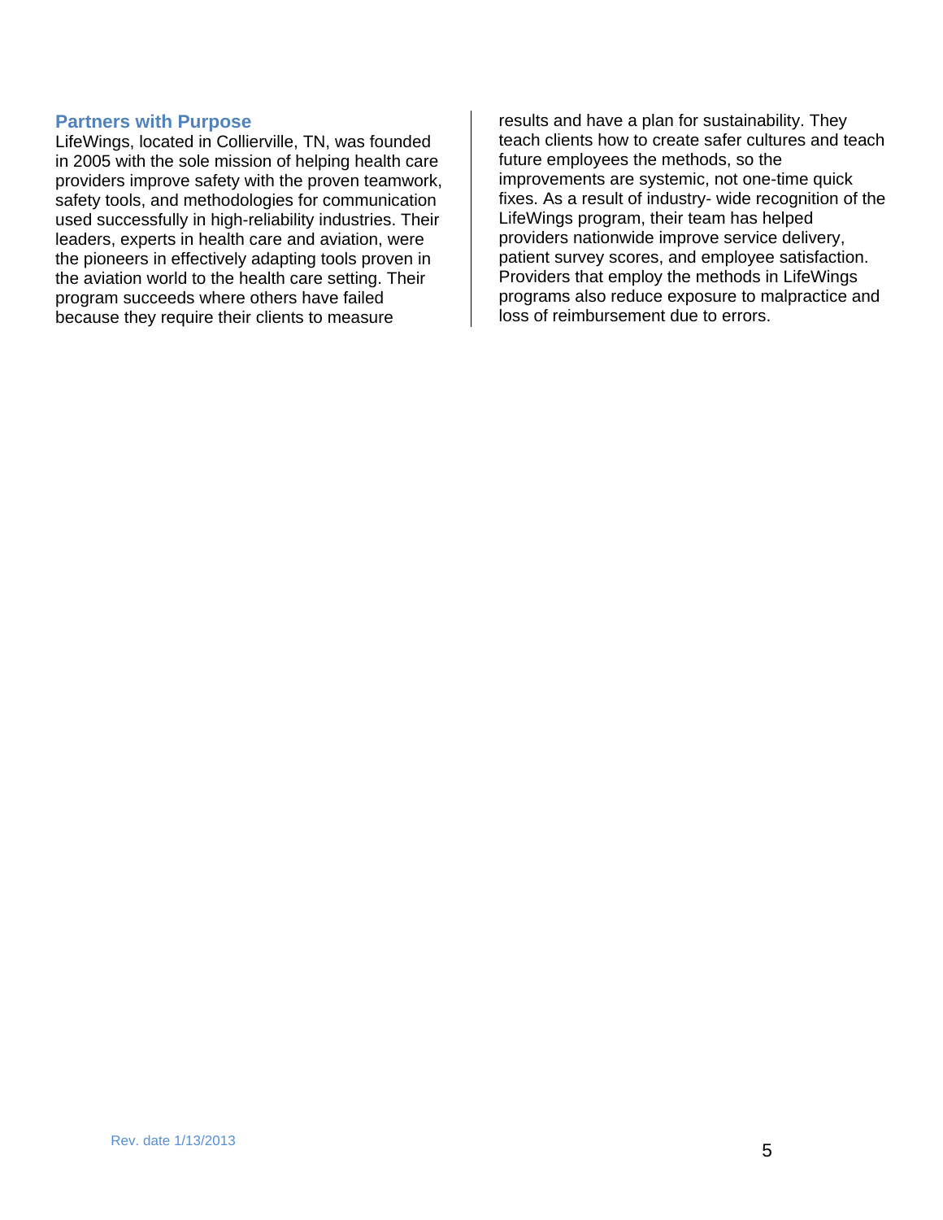## Partners with Purpose

LifeWings, located in Collierville, TN, was founded in 2005 with the sole mission of helping health care providers improve safety with the proven teamwork, safety tools, and methodologies for communication used successfully in high-reliability industries. Their leaders, experts in health care and aviation, were the pioneers in effectively adapting tools proven in the aviation world to the health care setting. Their program succeeds where others have failed because they require their clients to measure results and have a plan for sustainability. They teach clients how to create safer cultures and teach future employees the methods, so the improvements are systemic, not one-time quick fixes. As a result of industry- wide recognition of the LifeWings program, their team has helped providers nationwide improve service delivery, patient survey scores, and employee satisfaction. Providers that employ the methods in LifeWings programs also reduce exposure to malpractice and loss of reimbursement due to errors.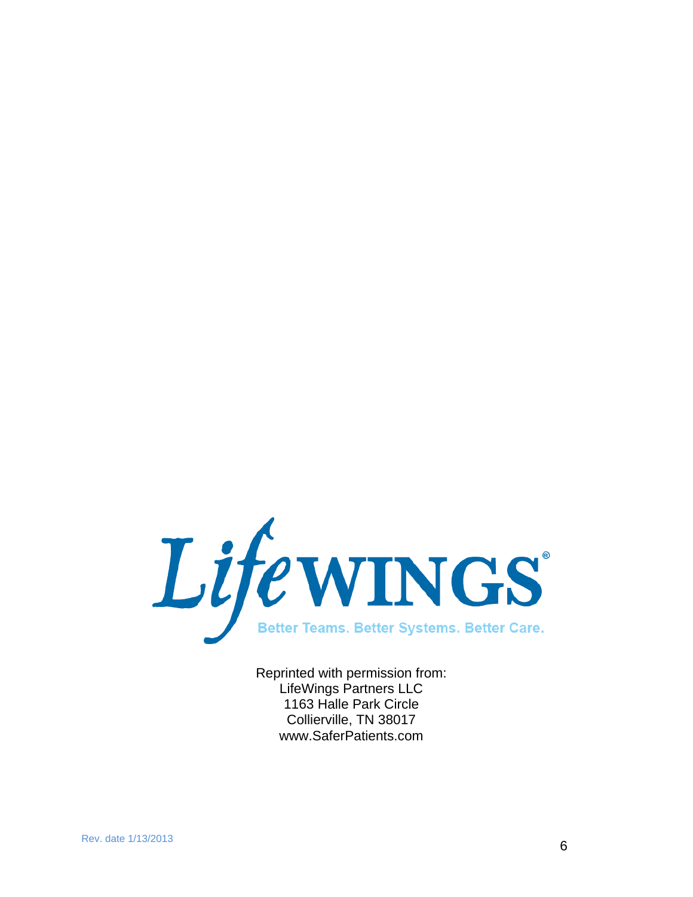LifeWINGS®

Better Teams. Better Systems. Better Care.

Reprinted with permission from:
LifeWings Partners LLC
1163 Halle Park Circle
Collierville, TN 38017
www.SaferPatients.com

Rev. date 1/13/2013